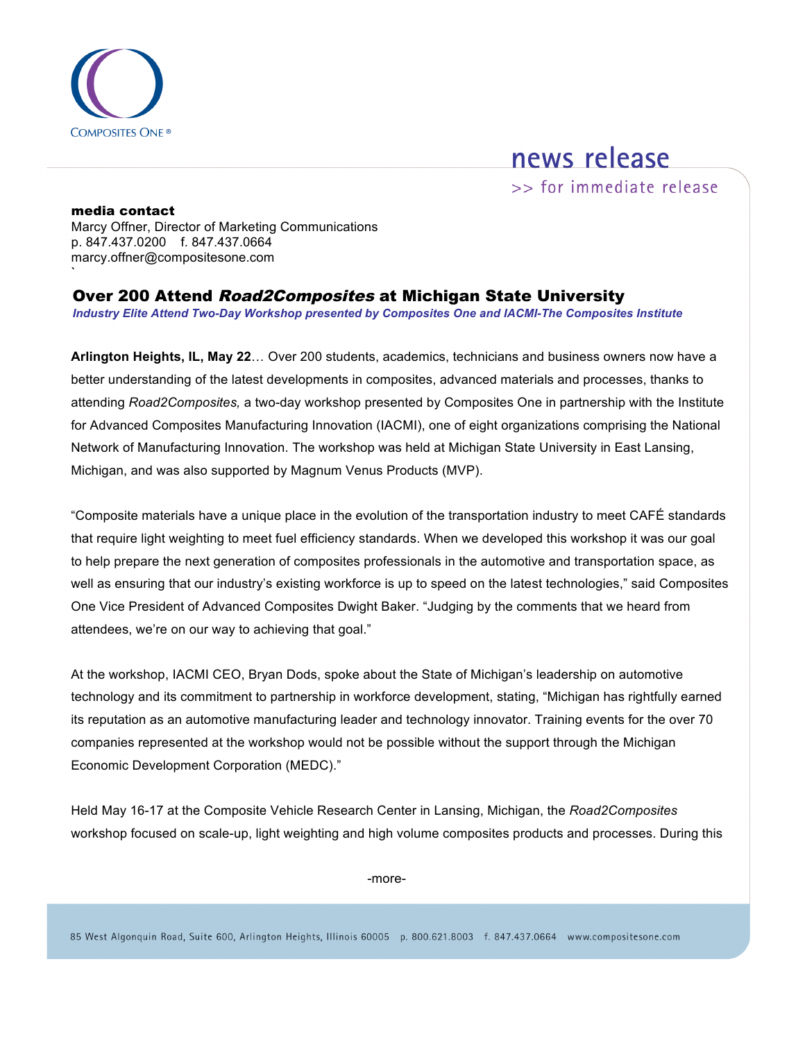COMPOSITES ONE®

news release

>> for immediate release

**media contact**
Marcy Offner, Director of Marketing Communications
p. 847.437.0200 f. 847.437.0664
marcy.offner@compositesone.com
`

# Over 200 Attend *Road2Composites* at Michigan State University

***Industry Elite Attend Two-Day Workshop presented by Composites One and IACMI-The Composites Institute***

**Arlington Heights, IL, May 22**… Over 200 students, academics, technicians and business owners now have a better understanding of the latest developments in composites, advanced materials and processes, thanks to attending *Road2Composites,* a two-day workshop presented by Composites One in partnership with the Institute for Advanced Composites Manufacturing Innovation (IACMI), one of eight organizations comprising the National Network of Manufacturing Innovation. The workshop was held at Michigan State University in East Lansing, Michigan, and was also supported by Magnum Venus Products (MVP).

"Composite materials have a unique place in the evolution of the transportation industry to meet CAFÉ standards that require light weighting to meet fuel efficiency standards. When we developed this workshop it was our goal to help prepare the next generation of composites professionals in the automotive and transportation space, as well as ensuring that our industry's existing workforce is up to speed on the latest technologies," said Composites One Vice President of Advanced Composites Dwight Baker. "Judging by the comments that we heard from attendees, we're on our way to achieving that goal."

At the workshop, IACMI CEO, Bryan Dods, spoke about the State of Michigan's leadership on automotive technology and its commitment to partnership in workforce development, stating, "Michigan has rightfully earned its reputation as an automotive manufacturing leader and technology innovator. Training events for the over 70 companies represented at the workshop would not be possible without the support through the Michigan Economic Development Corporation (MEDC)."

Held May 16-17 at the Composite Vehicle Research Center in Lansing, Michigan, the *Road2Composites* workshop focused on scale-up, light weighting and high volume composites products and processes. During this

-more-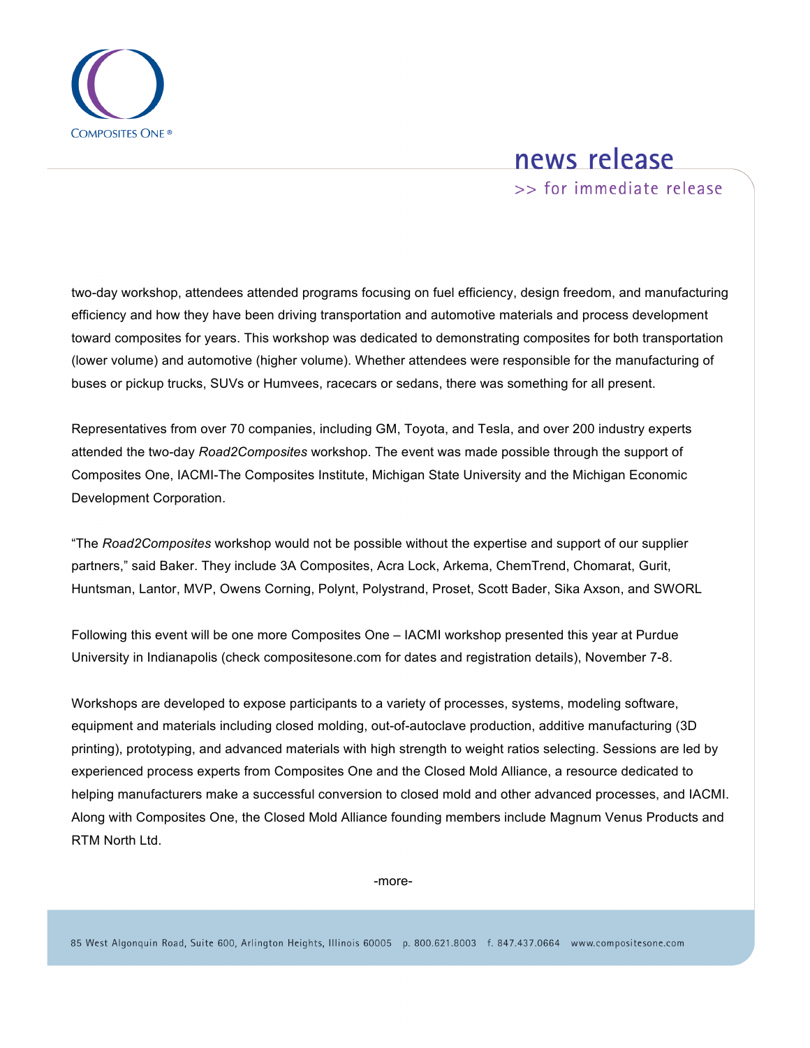two-day workshop, attendees attended programs focusing on fuel efficiency, design freedom, and manufacturing efficiency and how they have been driving transportation and automotive materials and process development toward composites for years. This workshop was dedicated to demonstrating composites for both transportation (lower volume) and automotive (higher volume). Whether attendees were responsible for the manufacturing of buses or pickup trucks, SUVs or Humvees, racecars or sedans, there was something for all present.

Representatives from over 70 companies, including GM, Toyota, and Tesla, and over 200 industry experts attended the two-day *Road2Composites* workshop. The event was made possible through the support of Composites One, IACMI-The Composites Institute, Michigan State University and the Michigan Economic Development Corporation.

"The *Road2Composites* workshop would not be possible without the expertise and support of our supplier partners," said Baker. They include 3A Composites, Acra Lock, Arkema, ChemTrend, Chomarat, Gurit, Huntsman, Lantor, MVP, Owens Corning, Polynt, Polystrand, Proset, Scott Bader, Sika Axson, and SWORL

Following this event will be one more Composites One – IACMI workshop presented this year at Purdue University in Indianapolis (check compositesone.com for dates and registration details), November 7-8.

Workshops are developed to expose participants to a variety of processes, systems, modeling software, equipment and materials including closed molding, out-of-autoclave production, additive manufacturing (3D printing), prototyping, and advanced materials with high strength to weight ratios selecting. Sessions are led by experienced process experts from Composites One and the Closed Mold Alliance, a resource dedicated to helping manufacturers make a successful conversion to closed mold and other advanced processes, and IACMI. Along with Composites One, the Closed Mold Alliance founding members include Magnum Venus Products and RTM North Ltd.

-more-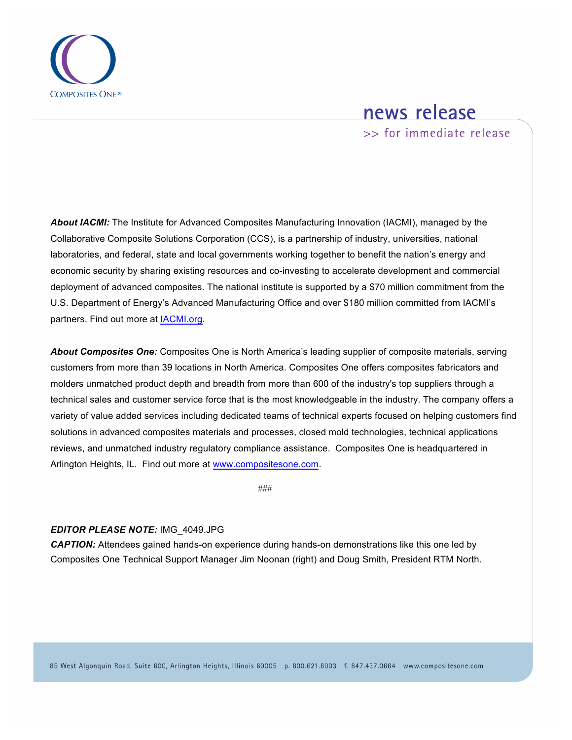***About IACMI:*** The Institute for Advanced Composites Manufacturing Innovation (IACMI), managed by the Collaborative Composite Solutions Corporation (CCS), is a partnership of industry, universities, national laboratories, and federal, state and local governments working together to benefit the nation's energy and economic security by sharing existing resources and co-investing to accelerate development and commercial deployment of advanced composites. The national institute is supported by a $70 million commitment from the U.S. Department of Energy's Advanced Manufacturing Office and over $180 million committed from IACMI's partners. Find out more at [IACMI.org](IACMI.org).

***About Composites One:*** Composites One is North America's leading supplier of composite materials, serving customers from more than 39 locations in North America. Composites One offers composites fabricators and molders unmatched product depth and breadth from more than 600 of the industry's top suppliers through a technical sales and customer service force that is the most knowledgeable in the industry. The company offers a variety of value added services including dedicated teams of technical experts focused on helping customers find solutions in advanced composites materials and processes, closed mold technologies, technical applications reviews, and unmatched industry regulatory compliance assistance. Composites One is headquartered in Arlington Heights, IL. Find out more at [www.compositesone.com](www.compositesone.com).

###

***EDITOR PLEASE NOTE:*** IMG_4049.JPG

***CAPTION:*** Attendees gained hands-on experience during hands-on demonstrations like this one led by Composites One Technical Support Manager Jim Noonan (right) and Doug Smith, President RTM North.